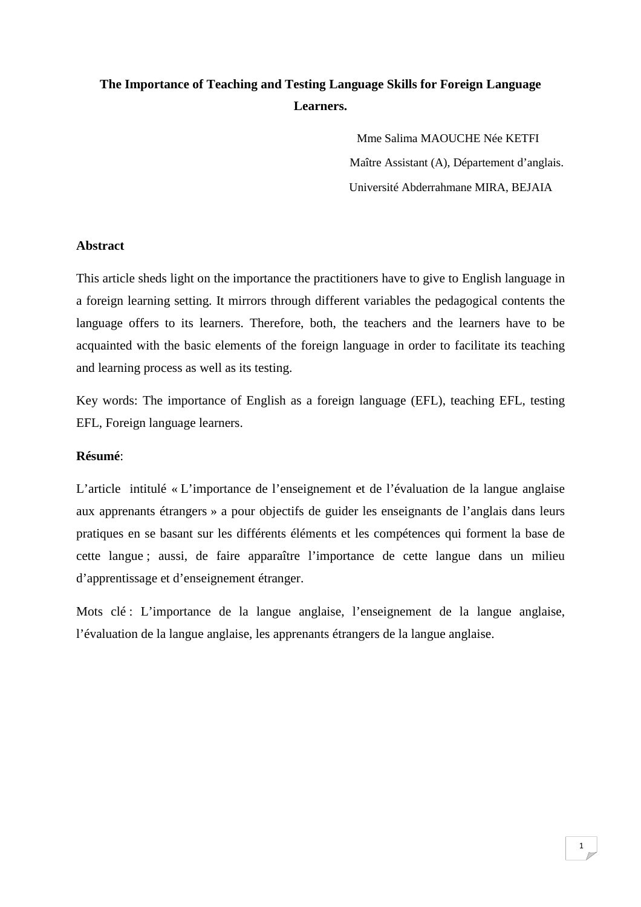# The Importance of Teaching and Testing Language Skills for Foreign Language Learners.

Mme Salima MAOUCHE Née KETFI

Maître Assistant (A), Département d'anglais.

Université Abderrahmane MIRA, BEJAIA

## Abstract

This article sheds light on the importance the practitioners have to give to English language in a foreign learning setting. It mirrors through different variables the pedagogical contents the language offers to its learners. Therefore, both, the teachers and the learners have to be acquainted with the basic elements of the foreign language in order to facilitate its teaching and learning process as well as its testing.

Key words: The importance of English as a foreign language (EFL), teaching EFL, testing EFL, Foreign language learners.

## Résumé:

L'article intitulé « L'importance de l'enseignement et de l'évaluation de la langue anglaise aux apprenants étrangers » a pour objectifs de guider les enseignants de l'anglais dans leurs pratiques en se basant sur les différents éléments et les compétences qui forment la base de cette langue ; aussi, de faire apparaître l'importance de cette langue dans un milieu d'apprentissage et d'enseignement étranger.

Mots clé : L'importance de la langue anglaise, l'enseignement de la langue anglaise, l'évaluation de la langue anglaise, les apprenants étrangers de la langue anglaise.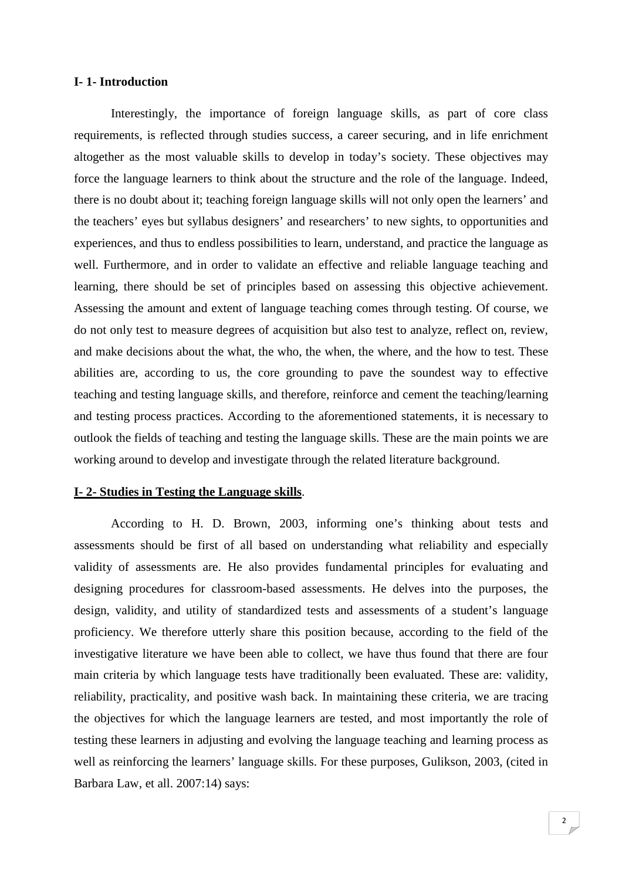**I- 1- Introduction**

Interestingly, the importance of foreign language skills, as part of core class requirements, is reflected through studies success, a career securing, and in life enrichment altogether as the most valuable skills to develop in today's society. These objectives may force the language learners to think about the structure and the role of the language. Indeed, there is no doubt about it; teaching foreign language skills will not only open the learners' and the teachers' eyes but syllabus designers' and researchers' to new sights, to opportunities and experiences, and thus to endless possibilities to learn, understand, and practice the language as well. Furthermore, and in order to validate an effective and reliable language teaching and learning, there should be set of principles based on assessing this objective achievement. Assessing the amount and extent of language teaching comes through testing. Of course, we do not only test to measure degrees of acquisition but also test to analyze, reflect on, review, and make decisions about the what, the who, the when, the where, and the how to test. These abilities are, according to us, the core grounding to pave the soundest way to effective teaching and testing language skills, and therefore, reinforce and cement the teaching/learning and testing process practices. According to the aforementioned statements, it is necessary to outlook the fields of teaching and testing the language skills. These are the main points we are working around to develop and investigate through the related literature background.

**I- 2- Studies in Testing the Language skills**.

According to H. D. Brown, 2003, informing one's thinking about tests and assessments should be first of all based on understanding what reliability and especially validity of assessments are. He also provides fundamental principles for evaluating and designing procedures for classroom-based assessments. He delves into the purposes, the design, validity, and utility of standardized tests and assessments of a student's language proficiency. We therefore utterly share this position because, according to the field of the investigative literature we have been able to collect, we have thus found that there are four main criteria by which language tests have traditionally been evaluated. These are: validity, reliability, practicality, and positive wash back. In maintaining these criteria, we are tracing the objectives for which the language learners are tested, and most importantly the role of testing these learners in adjusting and evolving the language teaching and learning process as well as reinforcing the learners' language skills. For these purposes, Gulikson, 2003, (cited in Barbara Law, et all. 2007:14) says: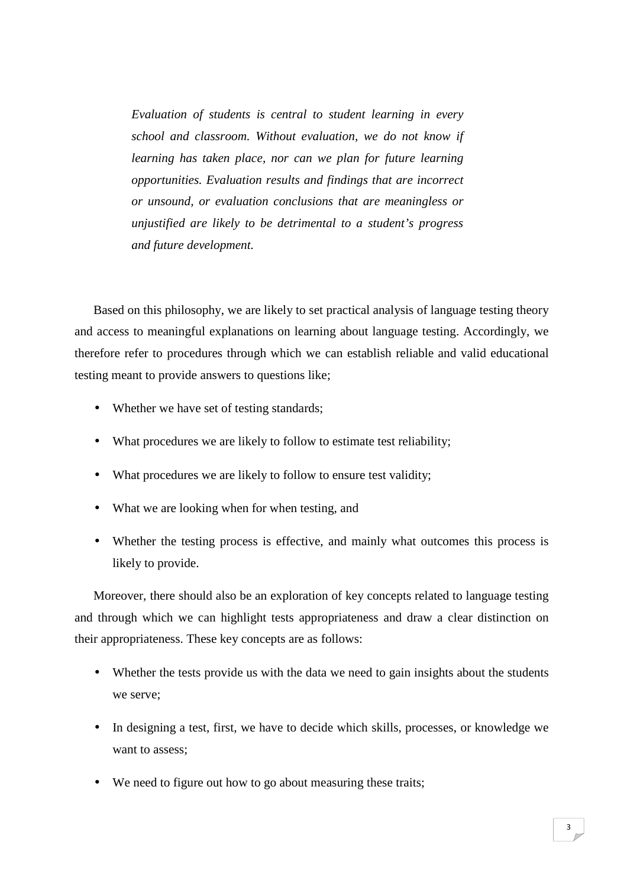> *Evaluation of students is central to student learning in every school and classroom. Without evaluation, we do not know if learning has taken place, nor can we plan for future learning opportunities. Evaluation results and findings that are incorrect or unsound, or evaluation conclusions that are meaningless or unjustified are likely to be detrimental to a student's progress and future development.*

Based on this philosophy, we are likely to set practical analysis of language testing theory and access to meaningful explanations on learning about language testing. Accordingly, we therefore refer to procedures through which we can establish reliable and valid educational testing meant to provide answers to questions like;

- Whether we have set of testing standards;
- What procedures we are likely to follow to estimate test reliability;
- What procedures we are likely to follow to ensure test validity;
- What we are looking when for when testing, and
- Whether the testing process is effective, and mainly what outcomes this process is likely to provide.

Moreover, there should also be an exploration of key concepts related to language testing and through which we can highlight tests appropriateness and draw a clear distinction on their appropriateness. These key concepts are as follows:

- Whether the tests provide us with the data we need to gain insights about the students we serve;
- In designing a test, first, we have to decide which skills, processes, or knowledge we want to assess;
- We need to figure out how to go about measuring these traits;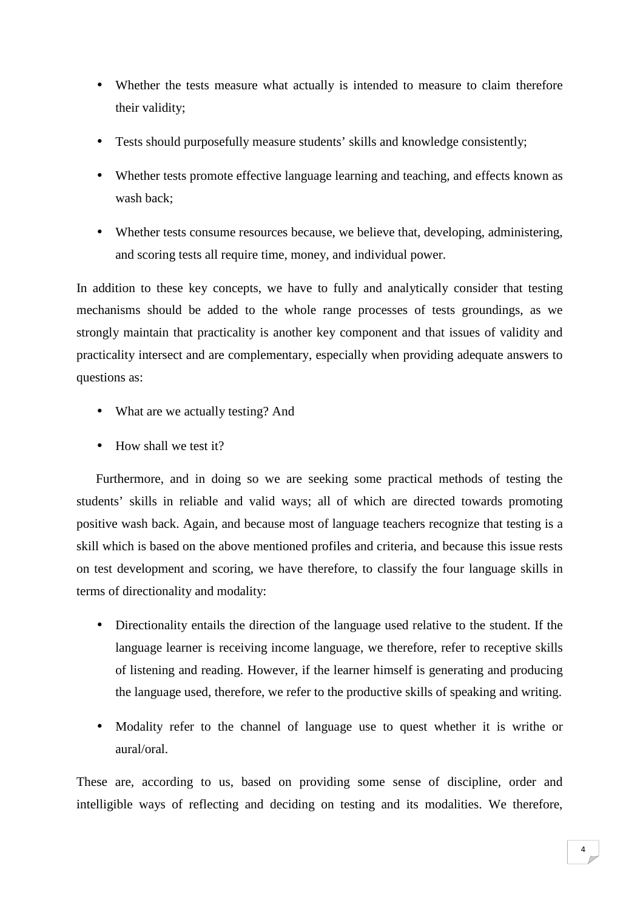- Whether the tests measure what actually is intended to measure to claim therefore their validity;
- Tests should purposefully measure students' skills and knowledge consistently;
- Whether tests promote effective language learning and teaching, and effects known as wash back;
- Whether tests consume resources because, we believe that, developing, administering, and scoring tests all require time, money, and individual power.

In addition to these key concepts, we have to fully and analytically consider that testing mechanisms should be added to the whole range processes of tests groundings, as we strongly maintain that practicality is another key component and that issues of validity and practicality intersect and are complementary, especially when providing adequate answers to questions as:

- What are we actually testing? And
- How shall we test it?

Furthermore, and in doing so we are seeking some practical methods of testing the students' skills in reliable and valid ways; all of which are directed towards promoting positive wash back. Again, and because most of language teachers recognize that testing is a skill which is based on the above mentioned profiles and criteria, and because this issue rests on test development and scoring, we have therefore, to classify the four language skills in terms of directionality and modality:

- Directionality entails the direction of the language used relative to the student. If the language learner is receiving income language, we therefore, refer to receptive skills of listening and reading. However, if the learner himself is generating and producing the language used, therefore, we refer to the productive skills of speaking and writing.
- Modality refer to the channel of language use to quest whether it is writhe or aural/oral.

These are, according to us, based on providing some sense of discipline, order and intelligible ways of reflecting and deciding on testing and its modalities. We therefore,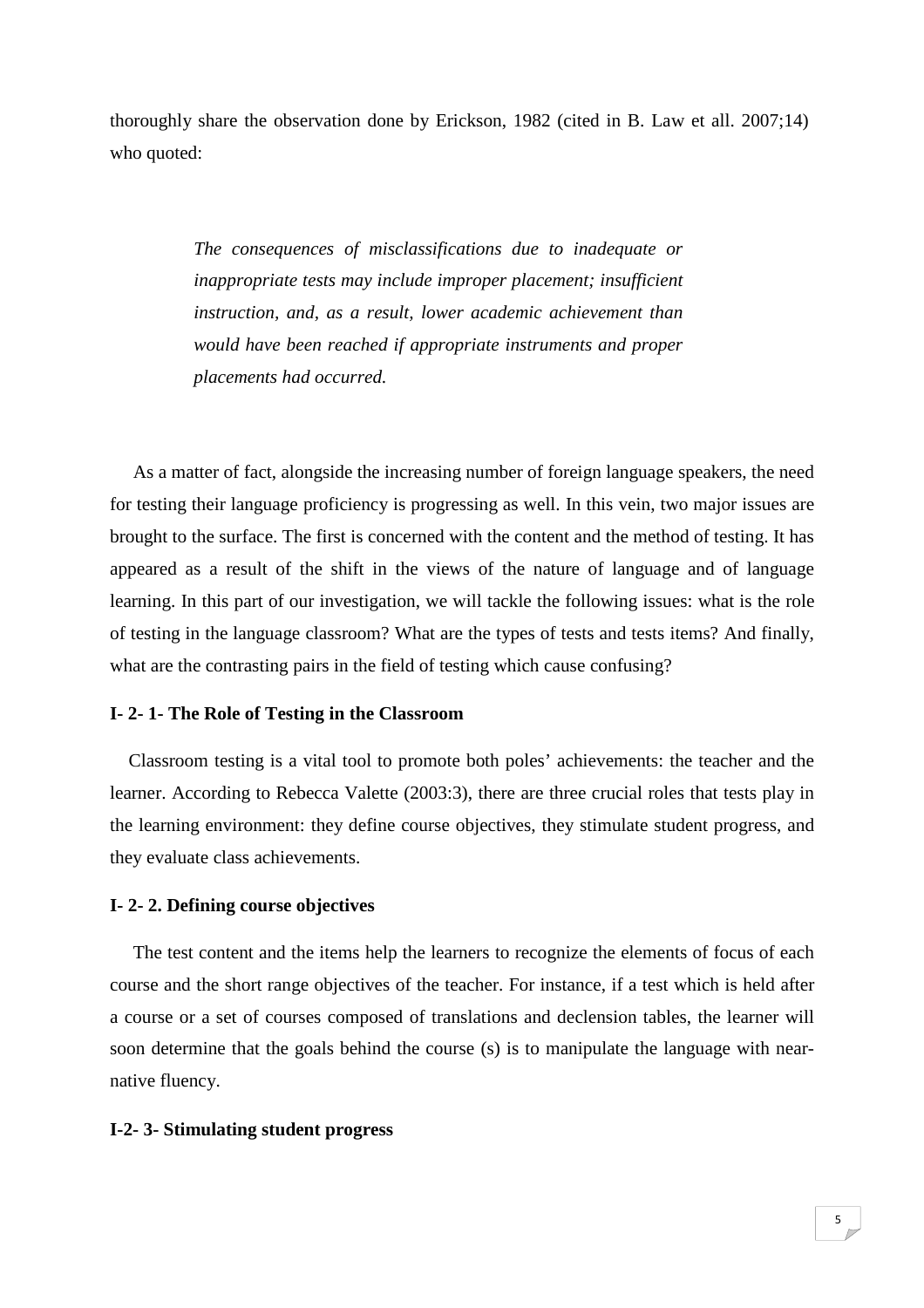thoroughly share the observation done by Erickson, 1982 (cited in B. Law et all. 2007;14) who quoted:

> *The consequences of misclassifications due to inadequate or inappropriate tests may include improper placement; insufficient instruction, and, as a result, lower academic achievement than would have been reached if appropriate instruments and proper placements had occurred.*

As a matter of fact, alongside the increasing number of foreign language speakers, the need for testing their language proficiency is progressing as well. In this vein, two major issues are brought to the surface. The first is concerned with the content and the method of testing. It has appeared as a result of the shift in the views of the nature of language and of language learning. In this part of our investigation, we will tackle the following issues: what is the role of testing in the language classroom? What are the types of tests and tests items? And finally, what are the contrasting pairs in the field of testing which cause confusing?

**I- 2- 1- The Role of Testing in the Classroom**

Classroom testing is a vital tool to promote both poles' achievements: the teacher and the learner. According to Rebecca Valette (2003:3), there are three crucial roles that tests play in the learning environment: they define course objectives, they stimulate student progress, and they evaluate class achievements.

**I- 2- 2. Defining course objectives**

The test content and the items help the learners to recognize the elements of focus of each course and the short range objectives of the teacher. For instance, if a test which is held after a course or a set of courses composed of translations and declension tables, the learner will soon determine that the goals behind the course (s) is to manipulate the language with near-native fluency.

**I-2- 3- Stimulating student progress**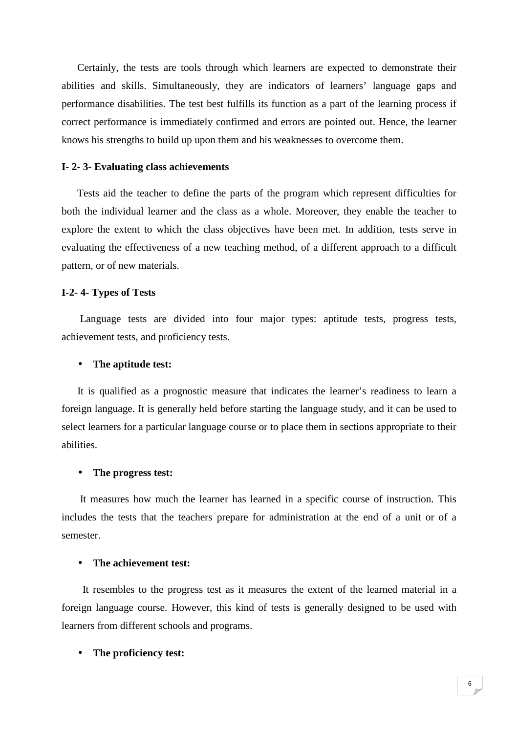Certainly, the tests are tools through which learners are expected to demonstrate their abilities and skills. Simultaneously, they are indicators of learners' language gaps and performance disabilities. The test best fulfills its function as a part of the learning process if correct performance is immediately confirmed and errors are pointed out. Hence, the learner knows his strengths to build up upon them and his weaknesses to overcome them.

**I- 2- 3- Evaluating class achievements**

Tests aid the teacher to define the parts of the program which represent difficulties for both the individual learner and the class as a whole. Moreover, they enable the teacher to explore the extent to which the class objectives have been met. In addition, tests serve in evaluating the effectiveness of a new teaching method, of a different approach to a difficult pattern, or of new materials.

**I-2- 4- Types of Tests**

Language tests are divided into four major types: aptitude tests, progress tests, achievement tests, and proficiency tests.

- **The aptitude test:**

It is qualified as a prognostic measure that indicates the learner's readiness to learn a foreign language. It is generally held before starting the language study, and it can be used to select learners for a particular language course or to place them in sections appropriate to their abilities.

- **The progress test:**

It measures how much the learner has learned in a specific course of instruction. This includes the tests that the teachers prepare for administration at the end of a unit or of a semester.

- **The achievement test:**

It resembles to the progress test as it measures the extent of the learned material in a foreign language course. However, this kind of tests is generally designed to be used with learners from different schools and programs.

- **The proficiency test:**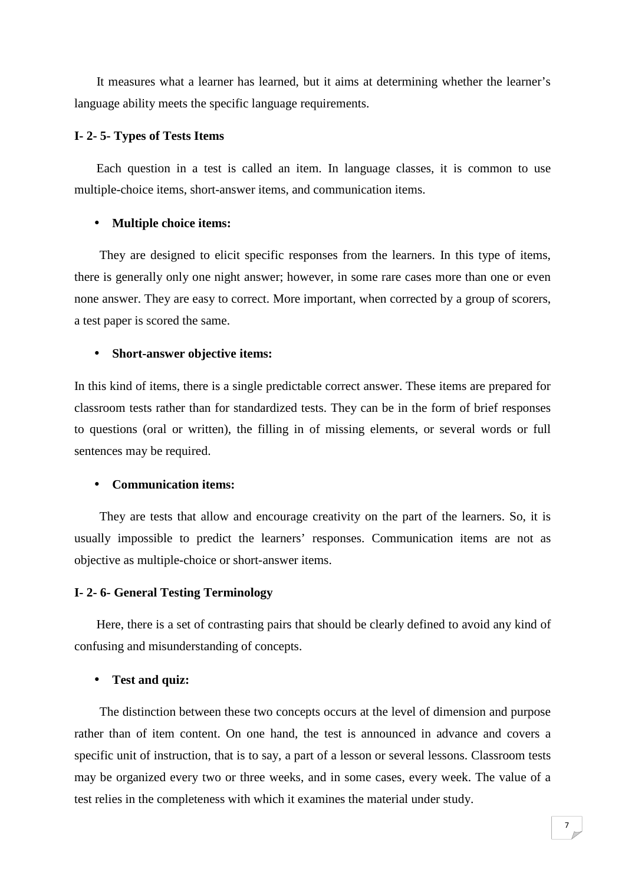It measures what a learner has learned, but it aims at determining whether the learner's language ability meets the specific language requirements.

**I- 2- 5- Types of Tests Items**

Each question in a test is called an item. In language classes, it is common to use multiple-choice items, short-answer items, and communication items.

- **Multiple choice items:**

They are designed to elicit specific responses from the learners. In this type of items, there is generally only one night answer; however, in some rare cases more than one or even none answer. They are easy to correct. More important, when corrected by a group of scorers, a test paper is scored the same.

- **Short-answer objective items:**

In this kind of items, there is a single predictable correct answer. These items are prepared for classroom tests rather than for standardized tests. They can be in the form of brief responses to questions (oral or written), the filling in of missing elements, or several words or full sentences may be required.

- **Communication items:**

They are tests that allow and encourage creativity on the part of the learners. So, it is usually impossible to predict the learners' responses. Communication items are not as objective as multiple-choice or short-answer items.

**I- 2- 6- General Testing Terminology**

Here, there is a set of contrasting pairs that should be clearly defined to avoid any kind of confusing and misunderstanding of concepts.

- **Test and quiz:**

The distinction between these two concepts occurs at the level of dimension and purpose rather than of item content. On one hand, the test is announced in advance and covers a specific unit of instruction, that is to say, a part of a lesson or several lessons. Classroom tests may be organized every two or three weeks, and in some cases, every week. The value of a test relies in the completeness with which it examines the material under study.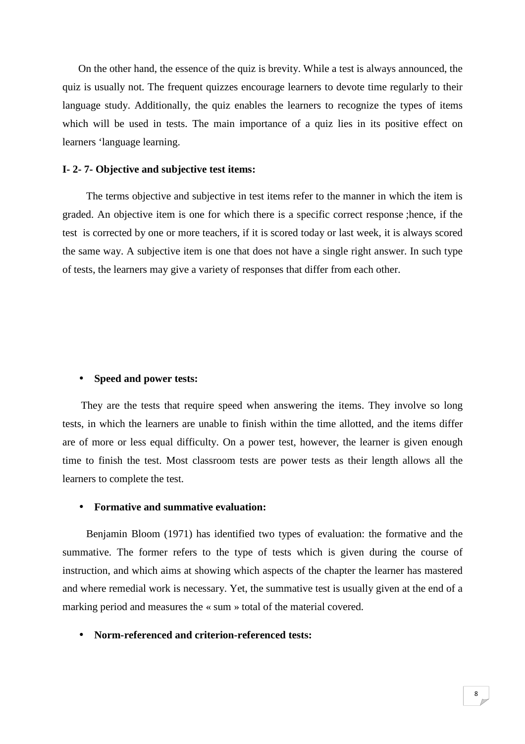On the other hand, the essence of the quiz is brevity. While a test is always announced, the quiz is usually not. The frequent quizzes encourage learners to devote time regularly to their language study. Additionally, the quiz enables the learners to recognize the types of items which will be used in tests. The main importance of a quiz lies in its positive effect on learners ‘language learning.

**I- 2- 7- Objective and subjective test items:**

The terms objective and subjective in test items refer to the manner in which the item is graded. An objective item is one for which there is a specific correct response ;hence, if the test is corrected by one or more teachers, if it is scored today or last week, it is always scored the same way. A subjective item is one that does not have a single right answer. In such type of tests, the learners may give a variety of responses that differ from each other.

- **Speed and power tests:**

They are the tests that require speed when answering the items. They involve so long tests, in which the learners are unable to finish within the time allotted, and the items differ are of more or less equal difficulty. On a power test, however, the learner is given enough time to finish the test. Most classroom tests are power tests as their length allows all the learners to complete the test.

- **Formative and summative evaluation:**

Benjamin Bloom (1971) has identified two types of evaluation: the formative and the summative. The former refers to the type of tests which is given during the course of instruction, and which aims at showing which aspects of the chapter the learner has mastered and where remedial work is necessary. Yet, the summative test is usually given at the end of a marking period and measures the « sum » total of the material covered.

- **Norm-referenced and criterion-referenced tests:**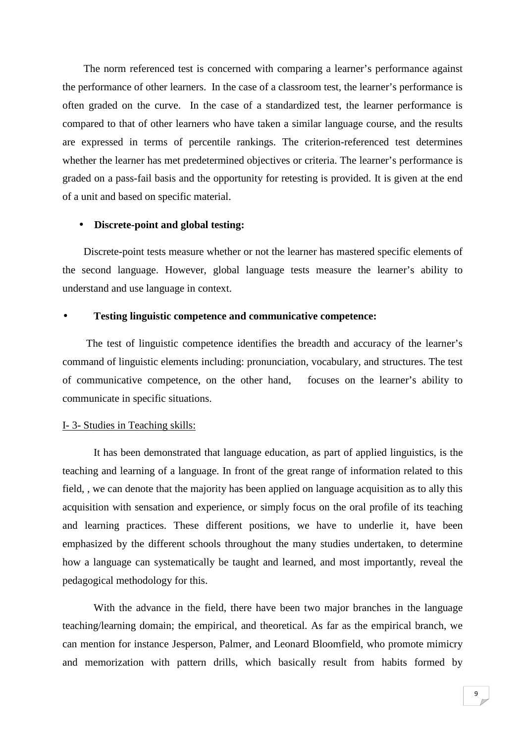The norm referenced test is concerned with comparing a learner's performance against the performance of other learners. In the case of a classroom test, the learner's performance is often graded on the curve. In the case of a standardized test, the learner performance is compared to that of other learners who have taken a similar language course, and the results are expressed in terms of percentile rankings. The criterion-referenced test determines whether the learner has met predetermined objectives or criteria. The learner's performance is graded on a pass-fail basis and the opportunity for retesting is provided. It is given at the end of a unit and based on specific material.

- **Discrete-point and global testing:**

Discrete-point tests measure whether or not the learner has mastered specific elements of the second language. However, global language tests measure the learner's ability to understand and use language in context.

- **Testing linguistic competence and communicative competence:**

The test of linguistic competence identifies the breadth and accuracy of the learner's command of linguistic elements including: pronunciation, vocabulary, and structures. The test of communicative competence, on the other hand, focuses on the learner's ability to communicate in specific situations.

<u>I- 3- Studies in Teaching skills:</u>

It has been demonstrated that language education, as part of applied linguistics, is the teaching and learning of a language. In front of the great range of information related to this field, , we can denote that the majority has been applied on language acquisition as to ally this acquisition with sensation and experience, or simply focus on the oral profile of its teaching and learning practices. These different positions, we have to underlie it, have been emphasized by the different schools throughout the many studies undertaken, to determine how a language can systematically be taught and learned, and most importantly, reveal the pedagogical methodology for this.

With the advance in the field, there have been two major branches in the language teaching/learning domain; the empirical, and theoretical. As far as the empirical branch, we can mention for instance Jesperson, Palmer, and Leonard Bloomfield, who promote mimicry and memorization with pattern drills, which basically result from habits formed by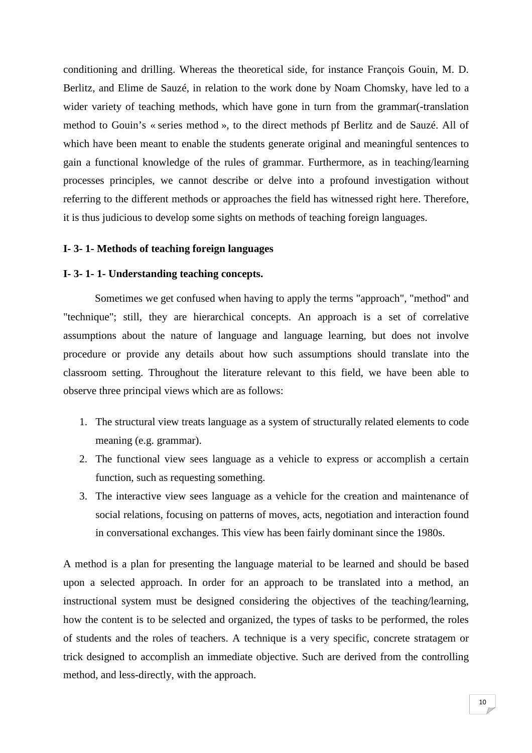conditioning and drilling. Whereas the theoretical side, for instance François Gouin, M. D. Berlitz, and Elime de Sauzé, in relation to the work done by Noam Chomsky, have led to a wider variety of teaching methods, which have gone in turn from the grammar(-translation method to Gouin's « series method », to the direct methods pf Berlitz and de Sauzé. All of which have been meant to enable the students generate original and meaningful sentences to gain a functional knowledge of the rules of grammar. Furthermore, as in teaching/learning processes principles, we cannot describe or delve into a profound investigation without referring to the different methods or approaches the field has witnessed right here. Therefore, it is thus judicious to develop some sights on methods of teaching foreign languages.

**I- 3- 1- Methods of teaching foreign languages**

**I- 3- 1- 1- Understanding teaching concepts.**

Sometimes we get confused when having to apply the terms "approach", "method" and "technique"; still, they are hierarchical concepts. An approach is a set of correlative assumptions about the nature of language and language learning, but does not involve procedure or provide any details about how such assumptions should translate into the classroom setting. Throughout the literature relevant to this field, we have been able to observe three principal views which are as follows:

1. The structural view treats language as a system of structurally related elements to code meaning (e.g. grammar).
2. The functional view sees language as a vehicle to express or accomplish a certain function, such as requesting something.
3. The interactive view sees language as a vehicle for the creation and maintenance of social relations, focusing on patterns of moves, acts, negotiation and interaction found in conversational exchanges. This view has been fairly dominant since the 1980s.

A method is a plan for presenting the language material to be learned and should be based upon a selected approach. In order for an approach to be translated into a method, an instructional system must be designed considering the objectives of the teaching/learning, how the content is to be selected and organized, the types of tasks to be performed, the roles of students and the roles of teachers. A technique is a very specific, concrete stratagem or trick designed to accomplish an immediate objective. Such are derived from the controlling method, and less-directly, with the approach.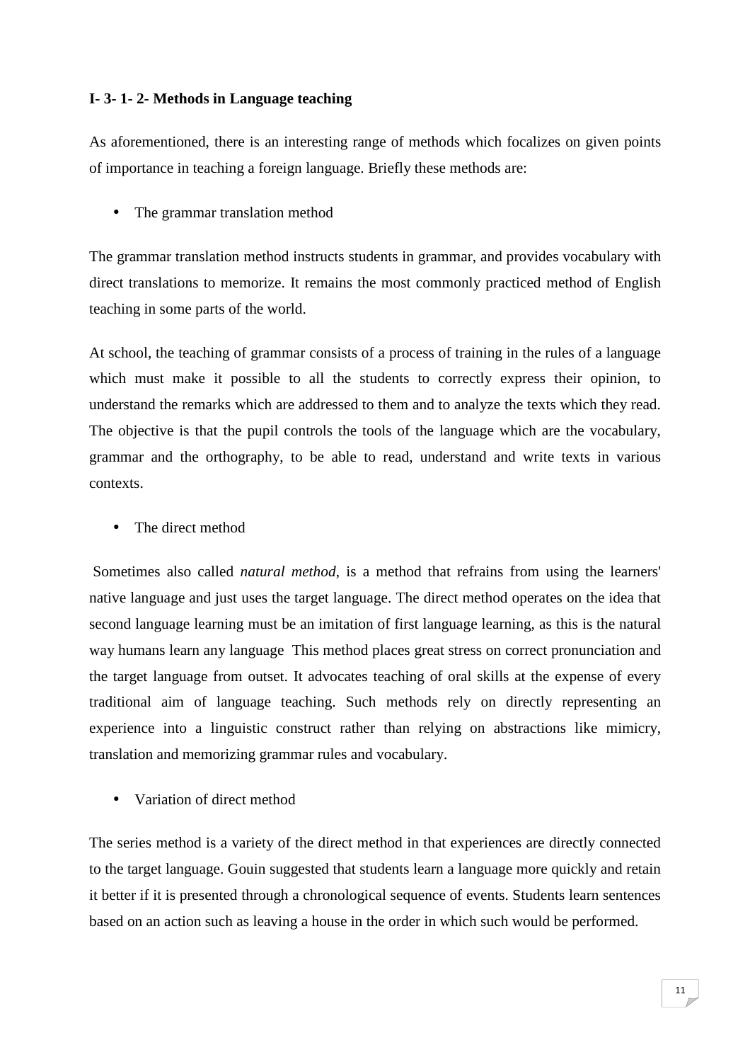**I- 3- 1- 2- Methods in Language teaching**

As aforementioned, there is an interesting range of methods which focalizes on given points of importance in teaching a foreign language. Briefly these methods are:

- The grammar translation method

The grammar translation method instructs students in grammar, and provides vocabulary with direct translations to memorize. It remains the most commonly practiced method of English teaching in some parts of the world.

At school, the teaching of grammar consists of a process of training in the rules of a language which must make it possible to all the students to correctly express their opinion, to understand the remarks which are addressed to them and to analyze the texts which they read. The objective is that the pupil controls the tools of the language which are the vocabulary, grammar and the orthography, to be able to read, understand and write texts in various contexts.

- The direct method

Sometimes also called *natural method*, is a method that refrains from using the learners' native language and just uses the target language. The direct method operates on the idea that second language learning must be an imitation of first language learning, as this is the natural way humans learn any language  This method places great stress on correct pronunciation and the target language from outset. It advocates teaching of oral skills at the expense of every traditional aim of language teaching. Such methods rely on directly representing an experience into a linguistic construct rather than relying on abstractions like mimicry, translation and memorizing grammar rules and vocabulary.

- Variation of direct method

The series method is a variety of the direct method in that experiences are directly connected to the target language. Gouin suggested that students learn a language more quickly and retain it better if it is presented through a chronological sequence of events. Students learn sentences based on an action such as leaving a house in the order in which such would be performed.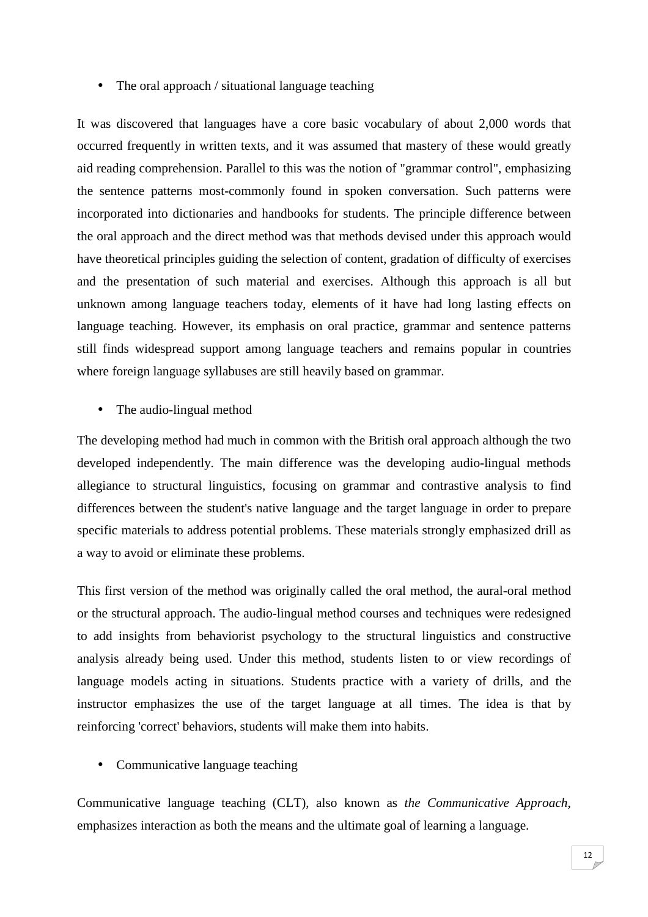- The oral approach / situational language teaching

It was discovered that languages have a core basic vocabulary of about 2,000 words that occurred frequently in written texts, and it was assumed that mastery of these would greatly aid reading comprehension. Parallel to this was the notion of "grammar control", emphasizing the sentence patterns most-commonly found in spoken conversation. Such patterns were incorporated into dictionaries and handbooks for students. The principle difference between the oral approach and the direct method was that methods devised under this approach would have theoretical principles guiding the selection of content, gradation of difficulty of exercises and the presentation of such material and exercises. Although this approach is all but unknown among language teachers today, elements of it have had long lasting effects on language teaching. However, its emphasis on oral practice, grammar and sentence patterns still finds widespread support among language teachers and remains popular in countries where foreign language syllabuses are still heavily based on grammar.

- The audio-lingual method

The developing method had much in common with the British oral approach although the two developed independently. The main difference was the developing audio-lingual methods allegiance to structural linguistics, focusing on grammar and contrastive analysis to find differences between the student's native language and the target language in order to prepare specific materials to address potential problems. These materials strongly emphasized drill as a way to avoid or eliminate these problems.

This first version of the method was originally called the oral method, the aural-oral method or the structural approach. The audio-lingual method courses and techniques were redesigned to add insights from behaviorist psychology to the structural linguistics and constructive analysis already being used. Under this method, students listen to or view recordings of language models acting in situations. Students practice with a variety of drills, and the instructor emphasizes the use of the target language at all times. The idea is that by reinforcing 'correct' behaviors, students will make them into habits.

- Communicative language teaching

Communicative language teaching (CLT), also known as *the Communicative Approach*, emphasizes interaction as both the means and the ultimate goal of learning a language.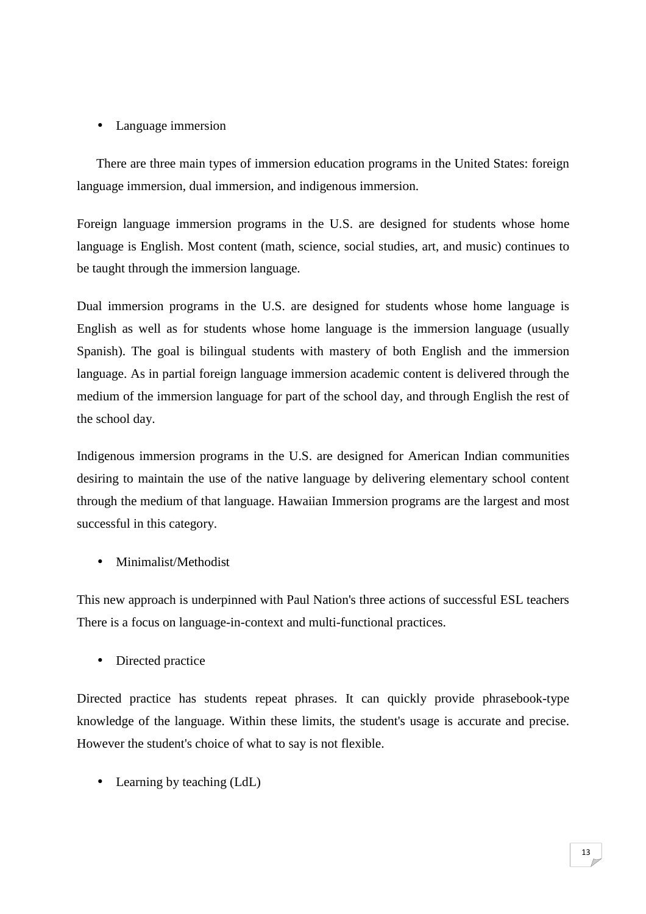- Language immersion

There are three main types of immersion education programs in the United States: foreign language immersion, dual immersion, and indigenous immersion.

Foreign language immersion programs in the U.S. are designed for students whose home language is English. Most content (math, science, social studies, art, and music) continues to be taught through the immersion language.

Dual immersion programs in the U.S. are designed for students whose home language is English as well as for students whose home language is the immersion language (usually Spanish). The goal is bilingual students with mastery of both English and the immersion language. As in partial foreign language immersion academic content is delivered through the medium of the immersion language for part of the school day, and through English the rest of the school day.

Indigenous immersion programs in the U.S. are designed for American Indian communities desiring to maintain the use of the native language by delivering elementary school content through the medium of that language. Hawaiian Immersion programs are the largest and most successful in this category.

- Minimalist/Methodist

This new approach is underpinned with Paul Nation's three actions of successful ESL teachers There is a focus on language-in-context and multi-functional practices.

- Directed practice

Directed practice has students repeat phrases. It can quickly provide phrasebook-type knowledge of the language. Within these limits, the student's usage is accurate and precise. However the student's choice of what to say is not flexible.

- Learning by teaching (LdL)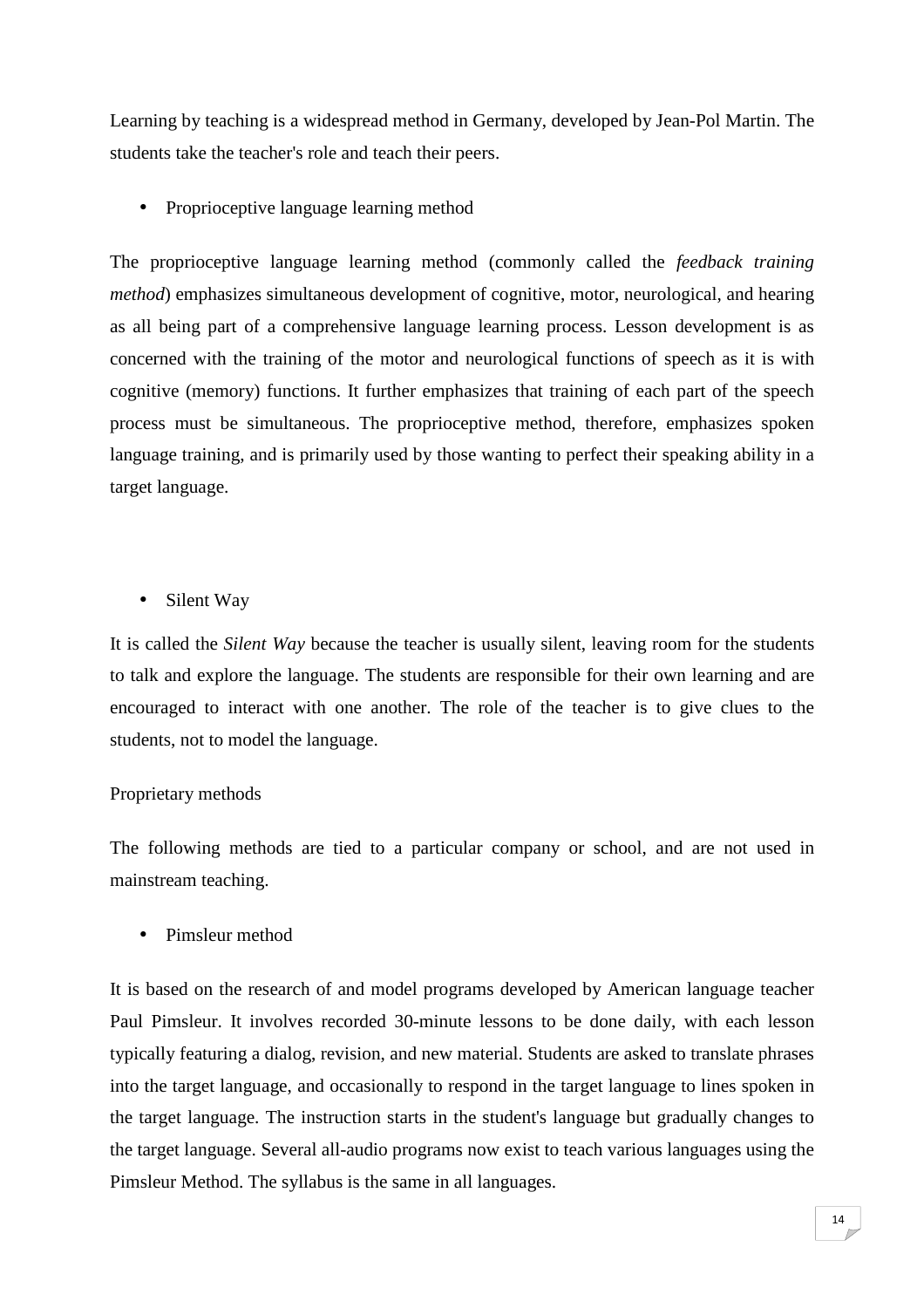Learning by teaching is a widespread method in Germany, developed by Jean-Pol Martin. The students take the teacher's role and teach their peers.

- Proprioceptive language learning method

The proprioceptive language learning method (commonly called the *feedback training method*) emphasizes simultaneous development of cognitive, motor, neurological, and hearing as all being part of a comprehensive language learning process. Lesson development is as concerned with the training of the motor and neurological functions of speech as it is with cognitive (memory) functions. It further emphasizes that training of each part of the speech process must be simultaneous. The proprioceptive method, therefore, emphasizes spoken language training, and is primarily used by those wanting to perfect their speaking ability in a target language.

- Silent Way

It is called the *Silent Way* because the teacher is usually silent, leaving room for the students to talk and explore the language. The students are responsible for their own learning and are encouraged to interact with one another. The role of the teacher is to give clues to the students, not to model the language.

Proprietary methods

The following methods are tied to a particular company or school, and are not used in mainstream teaching.

- Pimsleur method

It is based on the research of and model programs developed by American language teacher Paul Pimsleur. It involves recorded 30-minute lessons to be done daily, with each lesson typically featuring a dialog, revision, and new material. Students are asked to translate phrases into the target language, and occasionally to respond in the target language to lines spoken in the target language. The instruction starts in the student's language but gradually changes to the target language. Several all-audio programs now exist to teach various languages using the Pimsleur Method. The syllabus is the same in all languages.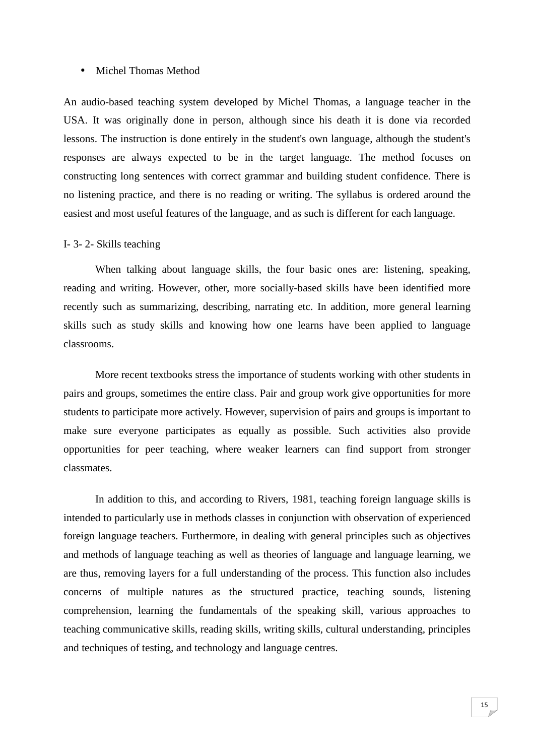- Michel Thomas Method

An audio-based teaching system developed by Michel Thomas, a language teacher in the USA. It was originally done in person, although since his death it is done via recorded lessons. The instruction is done entirely in the student's own language, although the student's responses are always expected to be in the target language. The method focuses on constructing long sentences with correct grammar and building student confidence. There is no listening practice, and there is no reading or writing. The syllabus is ordered around the easiest and most useful features of the language, and as such is different for each language.

I- 3- 2- Skills teaching

When talking about language skills, the four basic ones are: listening, speaking, reading and writing. However, other, more socially-based skills have been identified more recently such as summarizing, describing, narrating etc. In addition, more general learning skills such as study skills and knowing how one learns have been applied to language classrooms.

More recent textbooks stress the importance of students working with other students in pairs and groups, sometimes the entire class. Pair and group work give opportunities for more students to participate more actively. However, supervision of pairs and groups is important to make sure everyone participates as equally as possible. Such activities also provide opportunities for peer teaching, where weaker learners can find support from stronger classmates.

In addition to this, and according to Rivers, 1981, teaching foreign language skills is intended to particularly use in methods classes in conjunction with observation of experienced foreign language teachers. Furthermore, in dealing with general principles such as objectives and methods of language teaching as well as theories of language and language learning, we are thus, removing layers for a full understanding of the process. This function also includes concerns of multiple natures as the structured practice, teaching sounds, listening comprehension, learning the fundamentals of the speaking skill, various approaches to teaching communicative skills, reading skills, writing skills, cultural understanding, principles and techniques of testing, and technology and language centres.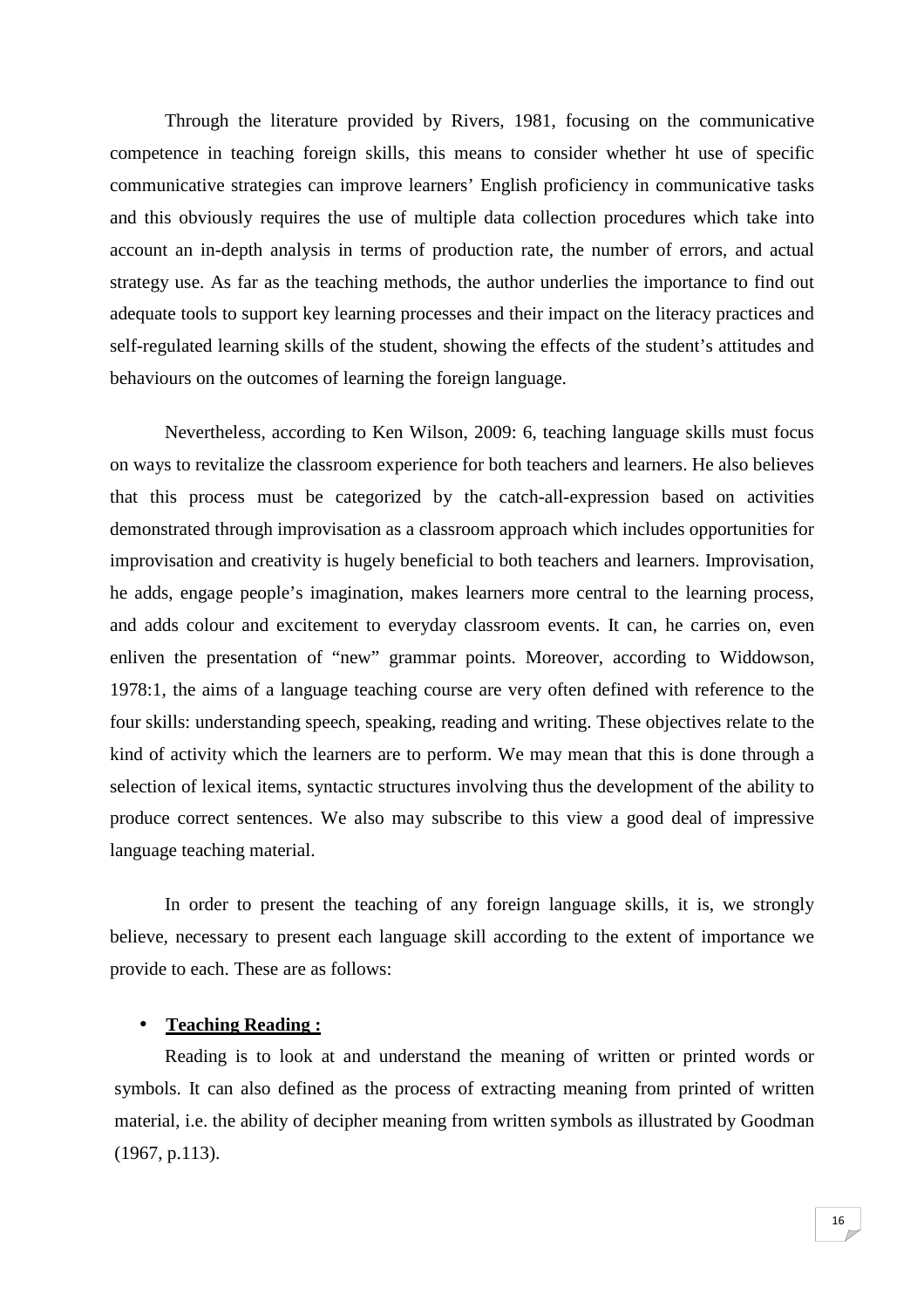Through the literature provided by Rivers, 1981, focusing on the communicative competence in teaching foreign skills, this means to consider whether ht use of specific communicative strategies can improve learners' English proficiency in communicative tasks and this obviously requires the use of multiple data collection procedures which take into account an in-depth analysis in terms of production rate, the number of errors, and actual strategy use. As far as the teaching methods, the author underlies the importance to find out adequate tools to support key learning processes and their impact on the literacy practices and self-regulated learning skills of the student, showing the effects of the student's attitudes and behaviours on the outcomes of learning the foreign language.

Nevertheless, according to Ken Wilson, 2009: 6, teaching language skills must focus on ways to revitalize the classroom experience for both teachers and learners. He also believes that this process must be categorized by the catch-all-expression based on activities demonstrated through improvisation as a classroom approach which includes opportunities for improvisation and creativity is hugely beneficial to both teachers and learners. Improvisation, he adds, engage people's imagination, makes learners more central to the learning process, and adds colour and excitement to everyday classroom events. It can, he carries on, even enliven the presentation of "new" grammar points. Moreover, according to Widdowson, 1978:1, the aims of a language teaching course are very often defined with reference to the four skills: understanding speech, speaking, reading and writing. These objectives relate to the kind of activity which the learners are to perform. We may mean that this is done through a selection of lexical items, syntactic structures involving thus the development of the ability to produce correct sentences. We also may subscribe to this view a good deal of impressive language teaching material.

In order to present the teaching of any foreign language skills, it is, we strongly believe, necessary to present each language skill according to the extent of importance we provide to each. These are as follows:

- **Teaching Reading :**

Reading is to look at and understand the meaning of written or printed words or symbols. It can also defined as the process of extracting meaning from printed of written material, i.e. the ability of decipher meaning from written symbols as illustrated by Goodman (1967, p.113).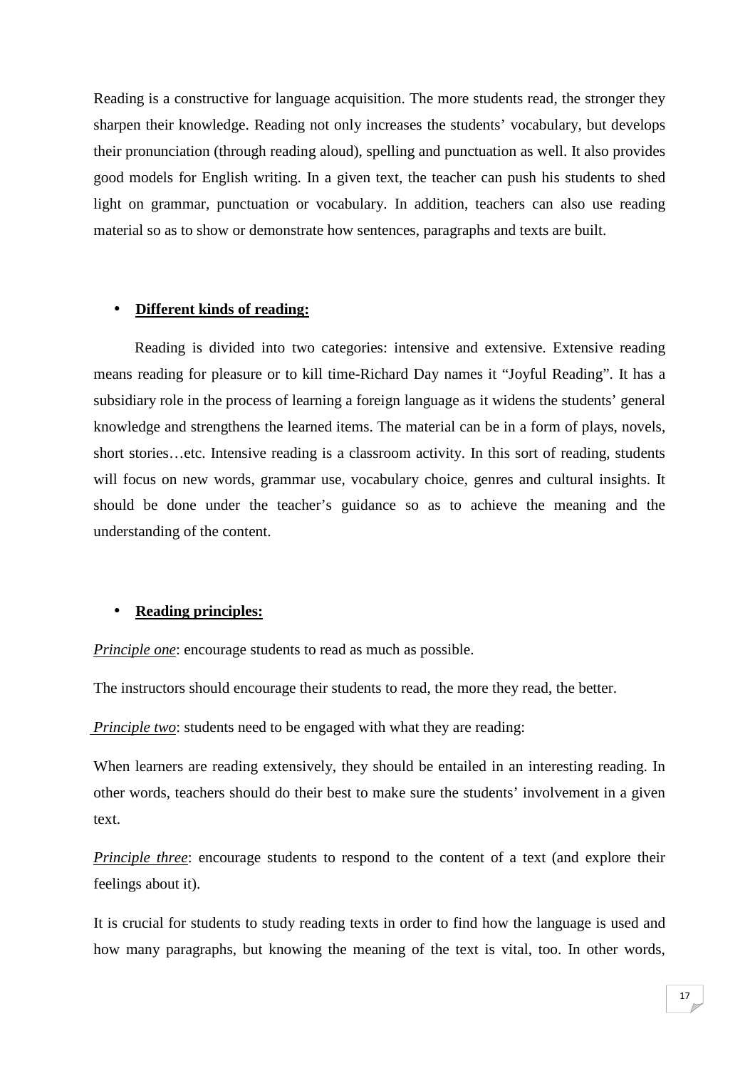Reading is a constructive for language acquisition. The more students read, the stronger they sharpen their knowledge. Reading not only increases the students' vocabulary, but develops their pronunciation (through reading aloud), spelling and punctuation as well. It also provides good models for English writing. In a given text, the teacher can push his students to shed light on grammar, punctuation or vocabulary. In addition, teachers can also use reading material so as to show or demonstrate how sentences, paragraphs and texts are built.

- **Different kinds of reading:**

Reading is divided into two categories: intensive and extensive. Extensive reading means reading for pleasure or to kill time-Richard Day names it "Joyful Reading". It has a subsidiary role in the process of learning a foreign language as it widens the students' general knowledge and strengthens the learned items. The material can be in a form of plays, novels, short stories…etc. Intensive reading is a classroom activity. In this sort of reading, students will focus on new words, grammar use, vocabulary choice, genres and cultural insights. It should be done under the teacher's guidance so as to achieve the meaning and the understanding of the content.

- **Reading principles:**

*Principle one*: encourage students to read as much as possible.

The instructors should encourage their students to read, the more they read, the better.

*Principle two*: students need to be engaged with what they are reading:

When learners are reading extensively, they should be entailed in an interesting reading. In other words, teachers should do their best to make sure the students' involvement in a given text.

*Principle three*: encourage students to respond to the content of a text (and explore their feelings about it).

It is crucial for students to study reading texts in order to find how the language is used and how many paragraphs, but knowing the meaning of the text is vital, too. In other words,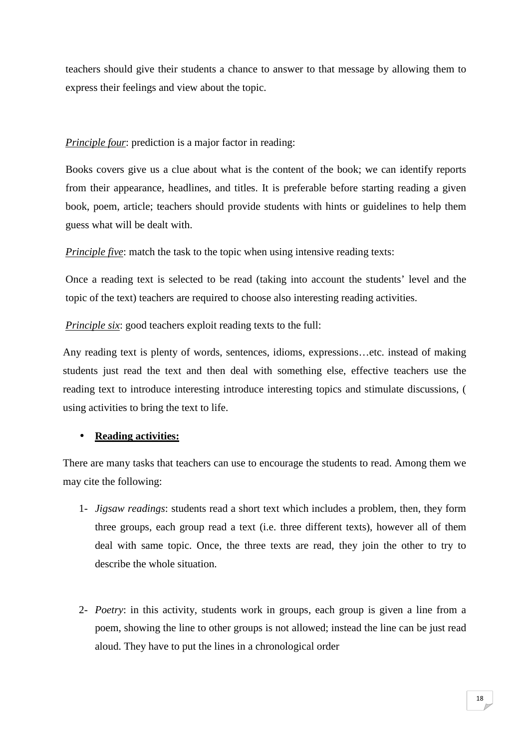teachers should give their students a chance to answer to that message by allowing them to express their feelings and view about the topic.

*Principle four*: prediction is a major factor in reading:

Books covers give us a clue about what is the content of the book; we can identify reports from their appearance, headlines, and titles. It is preferable before starting reading a given book, poem, article; teachers should provide students with hints or guidelines to help them guess what will be dealt with.

*Principle five*: match the task to the topic when using intensive reading texts:

Once a reading text is selected to be read (taking into account the students' level and the topic of the text) teachers are required to choose also interesting reading activities.

*Principle six*: good teachers exploit reading texts to the full:

Any reading text is plenty of words, sentences, idioms, expressions…etc. instead of making students just read the text and then deal with something else, effective teachers use the reading text to introduce interesting introduce interesting topics and stimulate discussions, ( using activities to bring the text to life.

- **Reading activities:**

There are many tasks that teachers can use to encourage the students to read. Among them we may cite the following:

1- *Jigsaw readings*: students read a short text which includes a problem, then, they form three groups, each group read a text (i.e. three different texts), however all of them deal with same topic. Once, the three texts are read, they join the other to try to describe the whole situation.

2- *Poetry*: in this activity, students work in groups, each group is given a line from a poem, showing the line to other groups is not allowed; instead the line can be just read aloud. They have to put the lines in a chronological order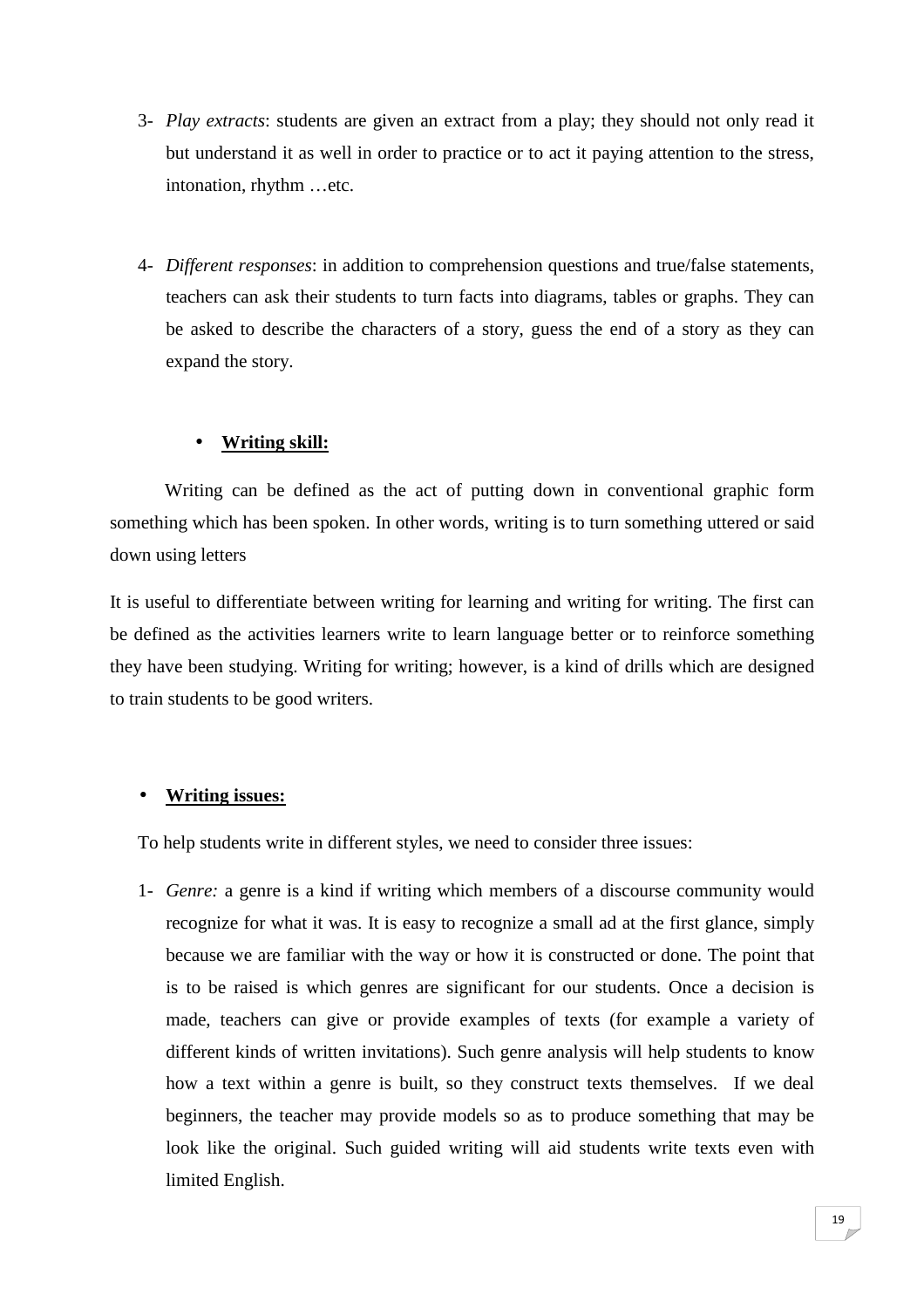3- *Play extracts*: students are given an extract from a play; they should not only read it but understand it as well in order to practice or to act it paying attention to the stress, intonation, rhythm …etc.

4- *Different responses*: in addition to comprehension questions and true/false statements, teachers can ask their students to turn facts into diagrams, tables or graphs. They can be asked to describe the characters of a story, guess the end of a story as they can expand the story.

- **Writing skill:**

Writing can be defined as the act of putting down in conventional graphic form something which has been spoken. In other words, writing is to turn something uttered or said down using letters

It is useful to differentiate between writing for learning and writing for writing. The first can be defined as the activities learners write to learn language better or to reinforce something they have been studying. Writing for writing; however, is a kind of drills which are designed to train students to be good writers.

- **Writing issues:**

To help students write in different styles, we need to consider three issues:

1- *Genre:* a genre is a kind if writing which members of a discourse community would recognize for what it was. It is easy to recognize a small ad at the first glance, simply because we are familiar with the way or how it is constructed or done. The point that is to be raised is which genres are significant for our students. Once a decision is made, teachers can give or provide examples of texts (for example a variety of different kinds of written invitations). Such genre analysis will help students to know how a text within a genre is built, so they construct texts themselves. If we deal beginners, the teacher may provide models so as to produce something that may be look like the original. Such guided writing will aid students write texts even with limited English.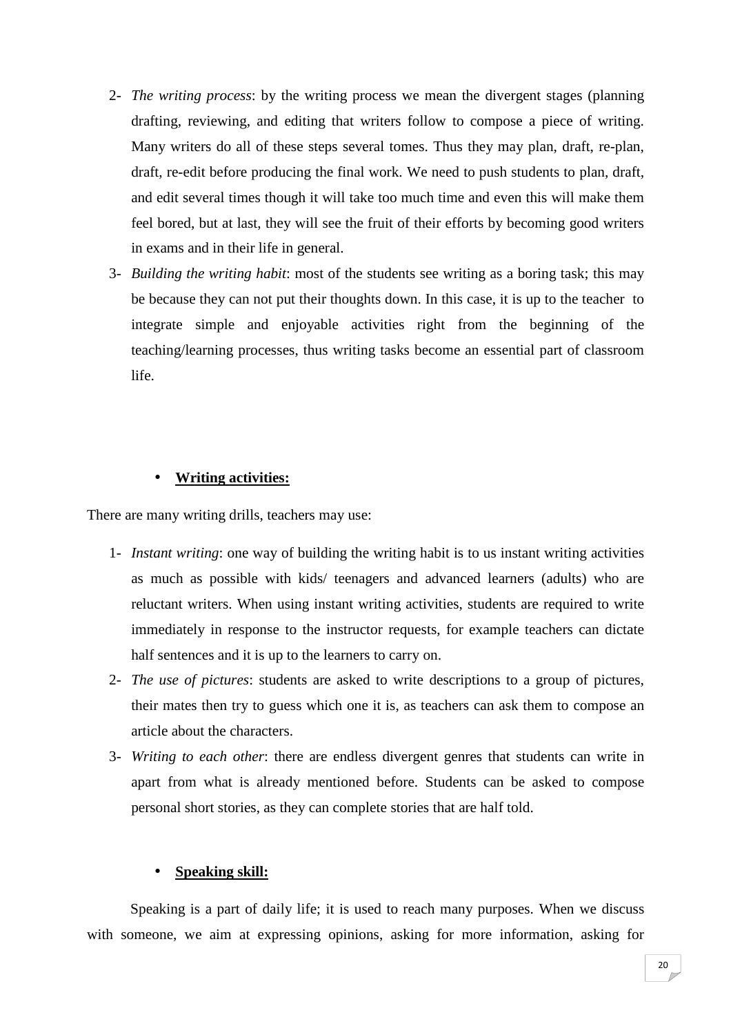2- *The writing process*: by the writing process we mean the divergent stages (planning drafting, reviewing, and editing that writers follow to compose a piece of writing. Many writers do all of these steps several tomes. Thus they may plan, draft, re-plan, draft, re-edit before producing the final work. We need to push students to plan, draft, and edit several times though it will take too much time and even this will make them feel bored, but at last, they will see the fruit of their efforts by becoming good writers in exams and in their life in general.

3- *Building the writing habit*: most of the students see writing as a boring task; this may be because they can not put their thoughts down. In this case, it is up to the teacher to integrate simple and enjoyable activities right from the beginning of the teaching/learning processes, thus writing tasks become an essential part of classroom life.

- **<u>Writing activities:</u>**

There are many writing drills, teachers may use:

1- *Instant writing*: one way of building the writing habit is to us instant writing activities as much as possible with kids/ teenagers and advanced learners (adults) who are reluctant writers. When using instant writing activities, students are required to write immediately in response to the instructor requests, for example teachers can dictate half sentences and it is up to the learners to carry on.

2- *The use of pictures*: students are asked to write descriptions to a group of pictures, their mates then try to guess which one it is, as teachers can ask them to compose an article about the characters.

3- *Writing to each other*: there are endless divergent genres that students can write in apart from what is already mentioned before. Students can be asked to compose personal short stories, as they can complete stories that are half told.

- **<u>Speaking skill:</u>**

Speaking is a part of daily life; it is used to reach many purposes. When we discuss with someone, we aim at expressing opinions, asking for more information, asking for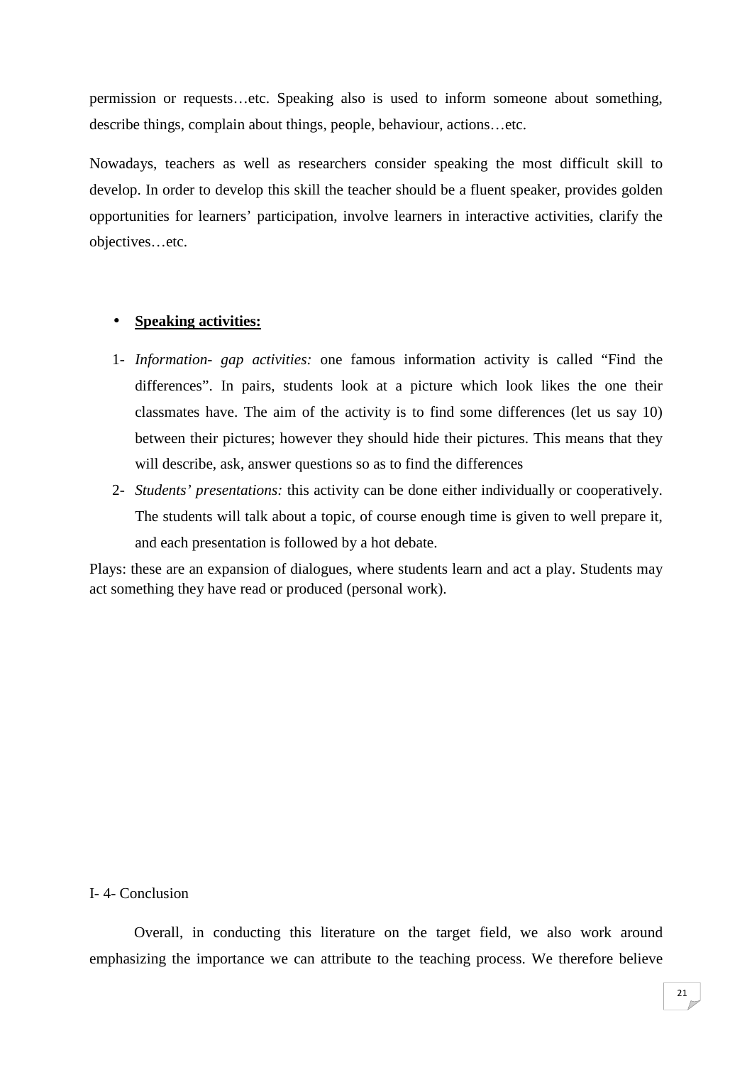permission or requests…etc. Speaking also is used to inform someone about something, describe things, complain about things, people, behaviour, actions…etc.

Nowadays, teachers as well as researchers consider speaking the most difficult skill to develop. In order to develop this skill the teacher should be a fluent speaker, provides golden opportunities for learners' participation, involve learners in interactive activities, clarify the objectives…etc.

- **Speaking activities:**

1- *Information- gap activities:* one famous information activity is called "Find the differences". In pairs, students look at a picture which look likes the one their classmates have. The aim of the activity is to find some differences (let us say 10) between their pictures; however they should hide their pictures. This means that they will describe, ask, answer questions so as to find the differences

2- *Students' presentations:* this activity can be done either individually or cooperatively. The students will talk about a topic, of course enough time is given to well prepare it, and each presentation is followed by a hot debate.

Plays: these are an expansion of dialogues, where students learn and act a play. Students may act something they have read or produced (personal work).

I- 4- Conclusion

Overall, in conducting this literature on the target field, we also work around emphasizing the importance we can attribute to the teaching process. We therefore believe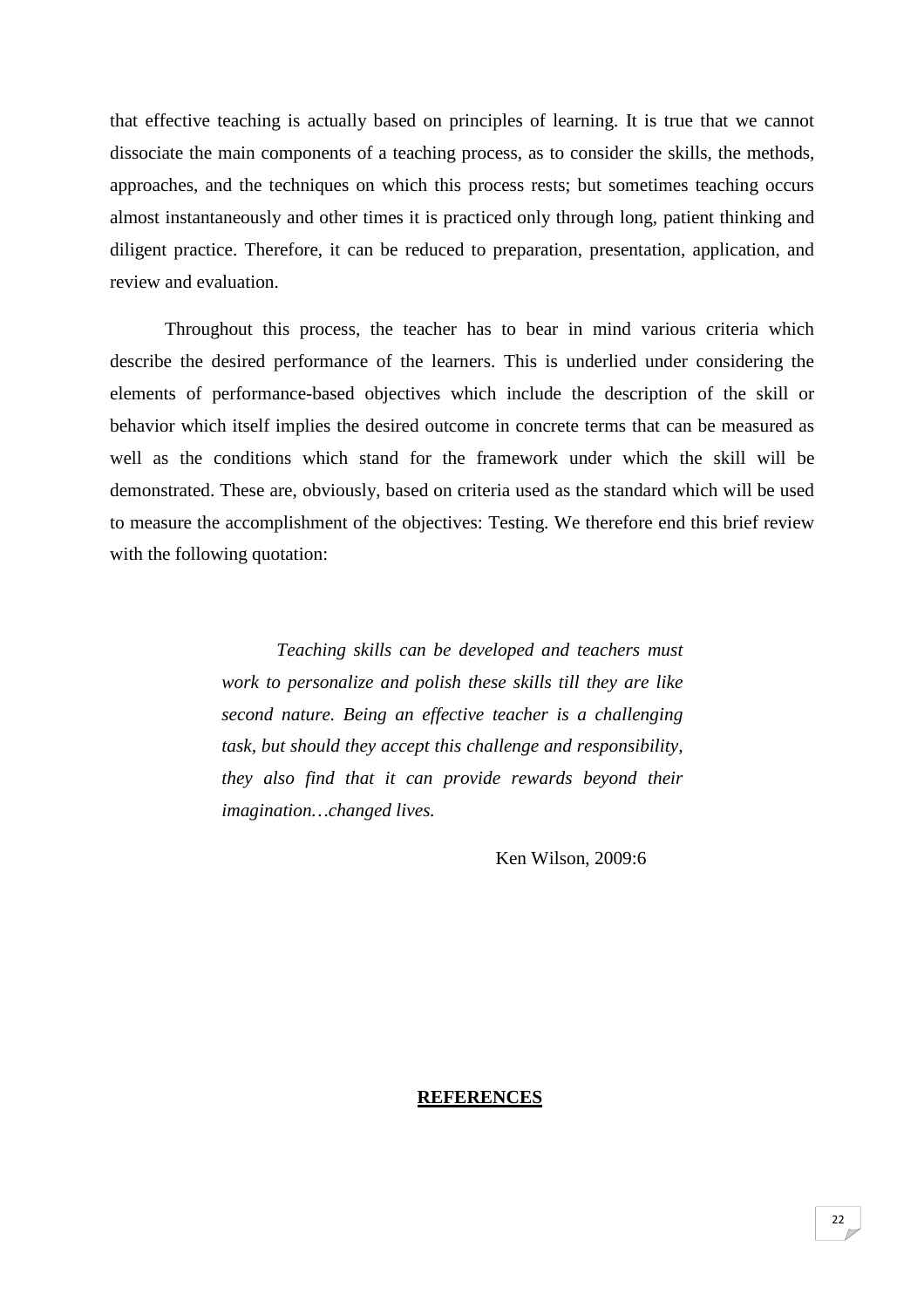that effective teaching is actually based on principles of learning. It is true that we cannot dissociate the main components of a teaching process, as to consider the skills, the methods, approaches, and the techniques on which this process rests; but sometimes teaching occurs almost instantaneously and other times it is practiced only through long, patient thinking and diligent practice. Therefore, it can be reduced to preparation, presentation, application, and review and evaluation.

Throughout this process, the teacher has to bear in mind various criteria which describe the desired performance of the learners. This is underlied under considering the elements of performance-based objectives which include the description of the skill or behavior which itself implies the desired outcome in concrete terms that can be measured as well as the conditions which stand for the framework under which the skill will be demonstrated. These are, obviously, based on criteria used as the standard which will be used to measure the accomplishment of the objectives: Testing. We therefore end this brief review with the following quotation:

> *Teaching skills can be developed and teachers must work to personalize and polish these skills till they are like second nature. Being an effective teacher is a challenging task, but should they accept this challenge and responsibility, they also find that it can provide rewards beyond their imagination…changed lives.*
>
> Ken Wilson, 2009:6

## **REFERENCES**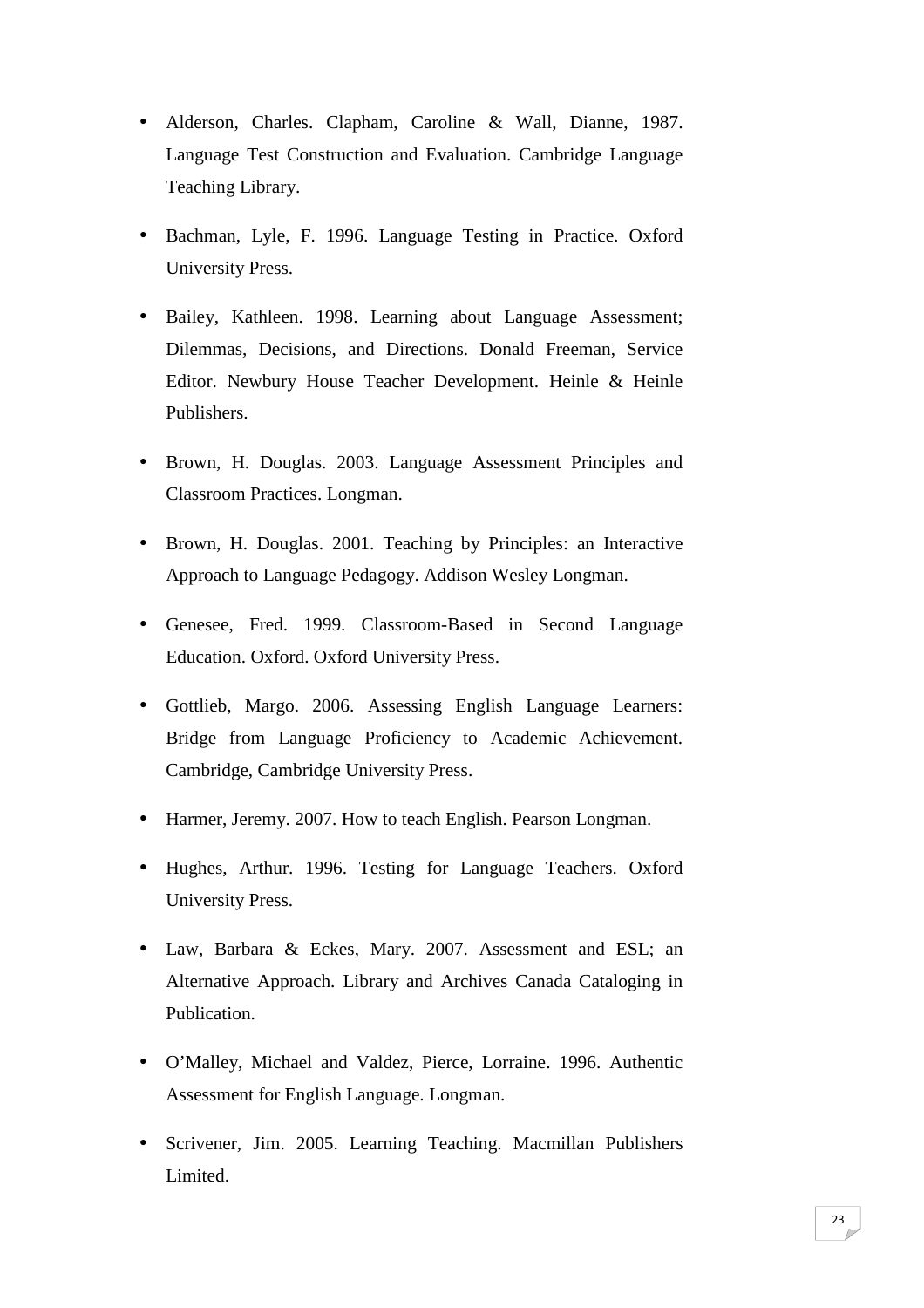- Alderson, Charles. Clapham, Caroline & Wall, Dianne, 1987. Language Test Construction and Evaluation. Cambridge Language Teaching Library.

- Bachman, Lyle, F. 1996. Language Testing in Practice. Oxford University Press.

- Bailey, Kathleen. 1998. Learning about Language Assessment; Dilemmas, Decisions, and Directions. Donald Freeman, Service Editor. Newbury House Teacher Development. Heinle & Heinle Publishers.

- Brown, H. Douglas. 2003. Language Assessment Principles and Classroom Practices. Longman.

- Brown, H. Douglas. 2001. Teaching by Principles: an Interactive Approach to Language Pedagogy. Addison Wesley Longman.

- Genesee, Fred. 1999. Classroom-Based in Second Language Education. Oxford. Oxford University Press.

- Gottlieb, Margo. 2006. Assessing English Language Learners: Bridge from Language Proficiency to Academic Achievement. Cambridge, Cambridge University Press.

- Harmer, Jeremy. 2007. How to teach English. Pearson Longman.

- Hughes, Arthur. 1996. Testing for Language Teachers. Oxford University Press.

- Law, Barbara & Eckes, Mary. 2007. Assessment and ESL; an Alternative Approach. Library and Archives Canada Cataloging in Publication.

- O'Malley, Michael and Valdez, Pierce, Lorraine. 1996. Authentic Assessment for English Language. Longman.

- Scrivener, Jim. 2005. Learning Teaching. Macmillan Publishers Limited.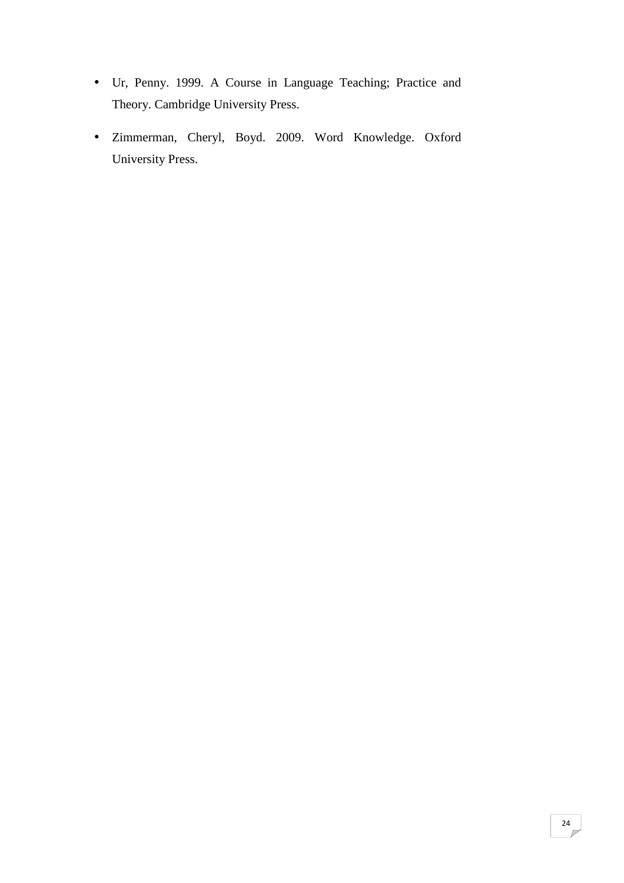- Ur, Penny. 1999. A Course in Language Teaching; Practice and Theory. Cambridge University Press.
- Zimmerman, Cheryl, Boyd. 2009. Word Knowledge. Oxford University Press.